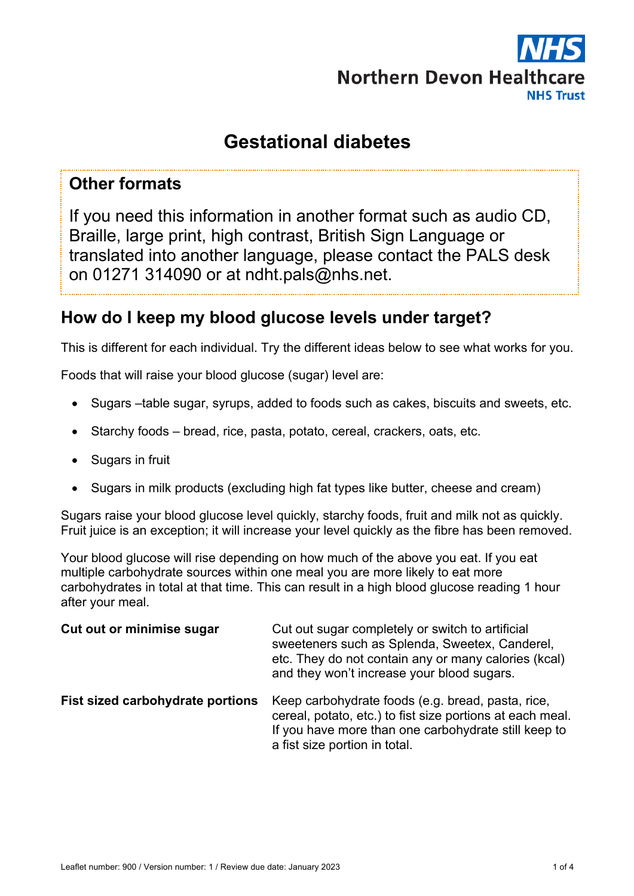Northern Devon Healthcare NHS Trust

# Gestational diabetes

## Other formats

If you need this information in another format such as audio CD, Braille, large print, high contrast, British Sign Language or translated into another language, please contact the PALS desk on 01271 314090 or at ndht.pals@nhs.net.

## How do I keep my blood glucose levels under target?

This is different for each individual. Try the different ideas below to see what works for you.

Foods that will raise your blood glucose (sugar) level are:

- Sugars –table sugar, syrups, added to foods such as cakes, biscuits and sweets, etc.
- Starchy foods – bread, rice, pasta, potato, cereal, crackers, oats, etc.
- Sugars in fruit
- Sugars in milk products (excluding high fat types like butter, cheese and cream)

Sugars raise your blood glucose level quickly, starchy foods, fruit and milk not as quickly. Fruit juice is an exception; it will increase your level quickly as the fibre has been removed.

Your blood glucose will rise depending on how much of the above you eat. If you eat multiple carbohydrate sources within one meal you are more likely to eat more carbohydrates in total at that time. This can result in a high blood glucose reading 1 hour after your meal.

**Cut out or minimise sugar**

Cut out sugar completely or switch to artificial sweeteners such as Splenda, Sweetex, Canderel, etc. They do not contain any or many calories (kcal) and they won't increase your blood sugars.

**Fist sized carbohydrate portions**

Keep carbohydrate foods (e.g. bread, pasta, rice, cereal, potato, etc.) to fist size portions at each meal. If you have more than one carbohydrate still keep to a fist size portion in total.

Leaflet number: 900 / Version number: 1 / Review due date: January 2023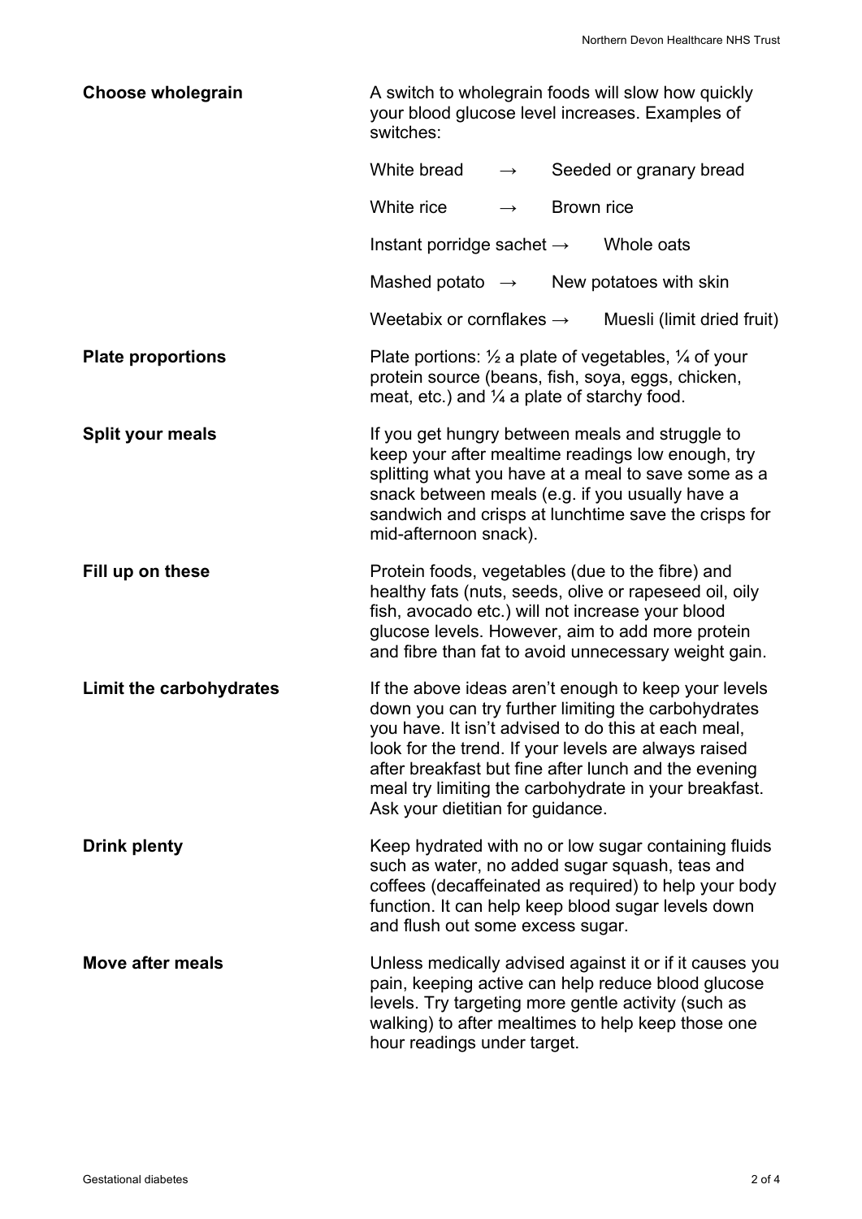**Choose wholegrain**

A switch to wholegrain foods will slow how quickly your blood glucose level increases. Examples of switches:

- White bread → Seeded or granary bread
- White rice → Brown rice
- Instant porridge sachet → Whole oats
- Mashed potato → New potatoes with skin
- Weetabix or cornflakes → Muesli (limit dried fruit)

**Plate proportions**

Plate portions: ½ a plate of vegetables, ¼ of your protein source (beans, fish, soya, eggs, chicken, meat, etc.) and ¼ a plate of starchy food.

**Split your meals**

If you get hungry between meals and struggle to keep your after mealtime readings low enough, try splitting what you have at a meal to save some as a snack between meals (e.g. if you usually have a sandwich and crisps at lunchtime save the crisps for mid-afternoon snack).

**Fill up on these**

Protein foods, vegetables (due to the fibre) and healthy fats (nuts, seeds, olive or rapeseed oil, oily fish, avocado etc.) will not increase your blood glucose levels. However, aim to add more protein and fibre than fat to avoid unnecessary weight gain.

**Limit the carbohydrates**

If the above ideas aren't enough to keep your levels down you can try further limiting the carbohydrates you have. It isn't advised to do this at each meal, look for the trend. If your levels are always raised after breakfast but fine after lunch and the evening meal try limiting the carbohydrate in your breakfast. Ask your dietitian for guidance.

**Drink plenty**

Keep hydrated with no or low sugar containing fluids such as water, no added sugar squash, teas and coffees (decaffeinated as required) to help your body function. It can help keep blood sugar levels down and flush out some excess sugar.

**Move after meals**

Unless medically advised against it or if it causes you pain, keeping active can help reduce blood glucose levels. Try targeting more gentle activity (such as walking) to after mealtimes to help keep those one hour readings under target.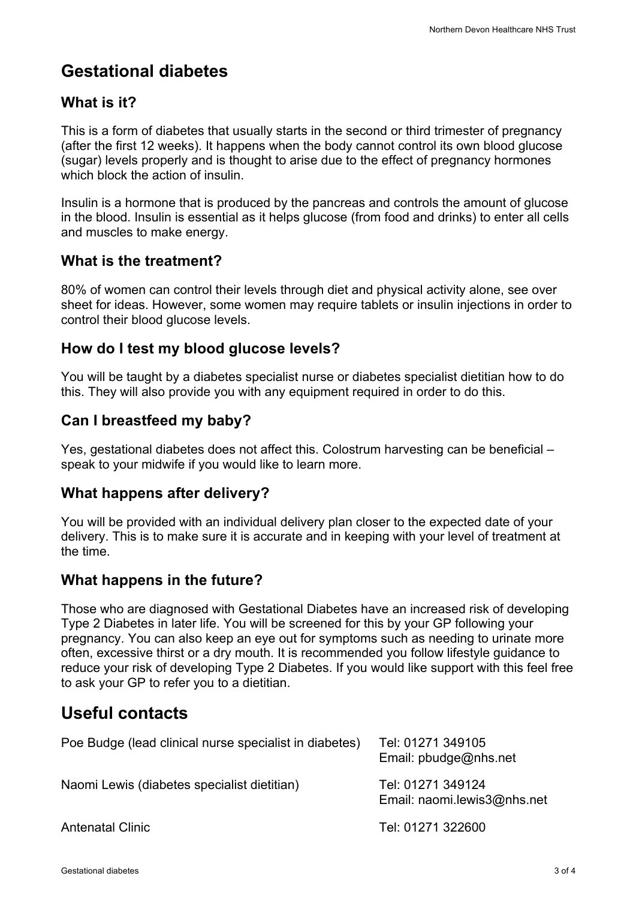# Gestational diabetes

## What is it?

This is a form of diabetes that usually starts in the second or third trimester of pregnancy (after the first 12 weeks). It happens when the body cannot control its own blood glucose (sugar) levels properly and is thought to arise due to the effect of pregnancy hormones which block the action of insulin.

Insulin is a hormone that is produced by the pancreas and controls the amount of glucose in the blood. Insulin is essential as it helps glucose (from food and drinks) to enter all cells and muscles to make energy.

## What is the treatment?

80% of women can control their levels through diet and physical activity alone, see over sheet for ideas. However, some women may require tablets or insulin injections in order to control their blood glucose levels.

## How do I test my blood glucose levels?

You will be taught by a diabetes specialist nurse or diabetes specialist dietitian how to do this. They will also provide you with any equipment required in order to do this.

## Can I breastfeed my baby?

Yes, gestational diabetes does not affect this. Colostrum harvesting can be beneficial – speak to your midwife if you would like to learn more.

## What happens after delivery?

You will be provided with an individual delivery plan closer to the expected date of your delivery. This is to make sure it is accurate and in keeping with your level of treatment at the time.

## What happens in the future?

Those who are diagnosed with Gestational Diabetes have an increased risk of developing Type 2 Diabetes in later life. You will be screened for this by your GP following your pregnancy. You can also keep an eye out for symptoms such as needing to urinate more often, excessive thirst or a dry mouth. It is recommended you follow lifestyle guidance to reduce your risk of developing Type 2 Diabetes. If you would like support with this feel free to ask your GP to refer you to a dietitian.

# Useful contacts

| | |
|---|---|
| Poe Budge (lead clinical nurse specialist in diabetes) | Tel: 01271 349105<br>Email: pbudge@nhs.net |
| Naomi Lewis (diabetes specialist dietitian) | Tel: 01271 349124<br>Email: naomi.lewis3@nhs.net |
| Antenatal Clinic | Tel: 01271 322600 |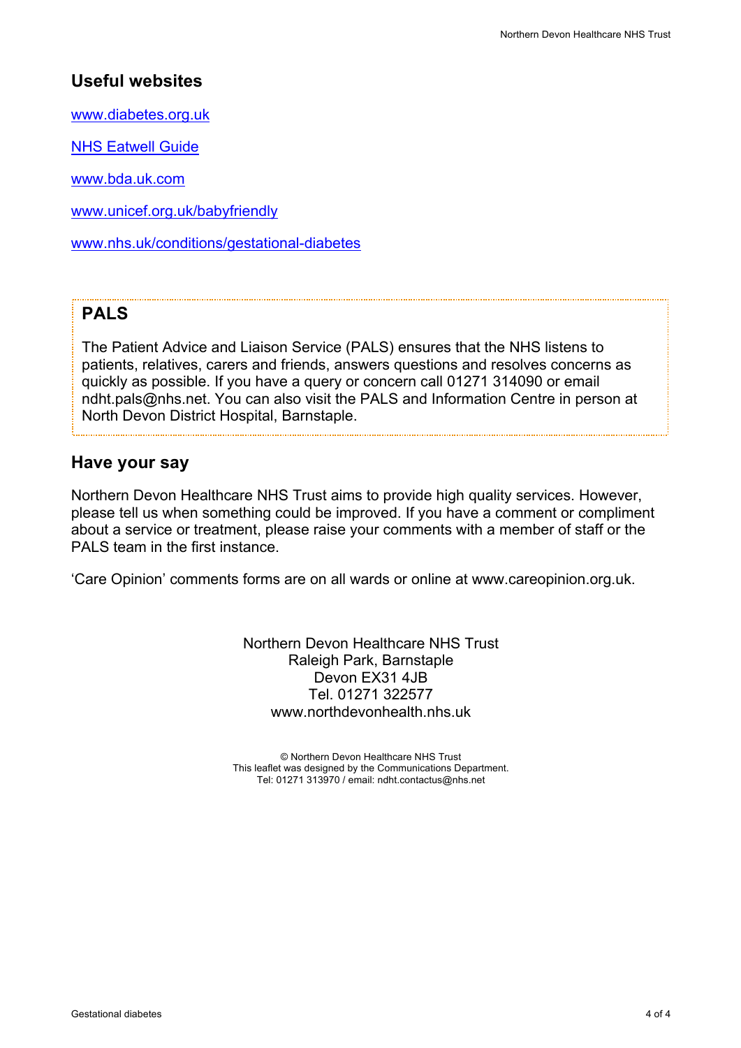## Useful websites

[www.diabetes.org.uk](http://www.diabetes.org.uk)

[NHS Eatwell Guide]()

[www.bda.uk.com](http://www.bda.uk.com)

[www.unicef.org.uk/babyfriendly](http://www.unicef.org.uk/babyfriendly)

[www.nhs.uk/conditions/gestational-diabetes](http://www.nhs.uk/conditions/gestational-diabetes)

## PALS

The Patient Advice and Liaison Service (PALS) ensures that the NHS listens to patients, relatives, carers and friends, answers questions and resolves concerns as quickly as possible. If you have a query or concern call 01271 314090 or email ndht.pals@nhs.net. You can also visit the PALS and Information Centre in person at North Devon District Hospital, Barnstaple.

## Have your say

Northern Devon Healthcare NHS Trust aims to provide high quality services. However, please tell us when something could be improved. If you have a comment or compliment about a service or treatment, please raise your comments with a member of staff or the PALS team in the first instance.

'Care Opinion' comments forms are on all wards or online at www.careopinion.org.uk.

Northern Devon Healthcare NHS Trust
Raleigh Park, Barnstaple
Devon EX31 4JB
Tel. 01271 322577
www.northdevonhealth.nhs.uk

© Northern Devon Healthcare NHS Trust
This leaflet was designed by the Communications Department.
Tel: 01271 313970 / email: ndht.contactus@nhs.net